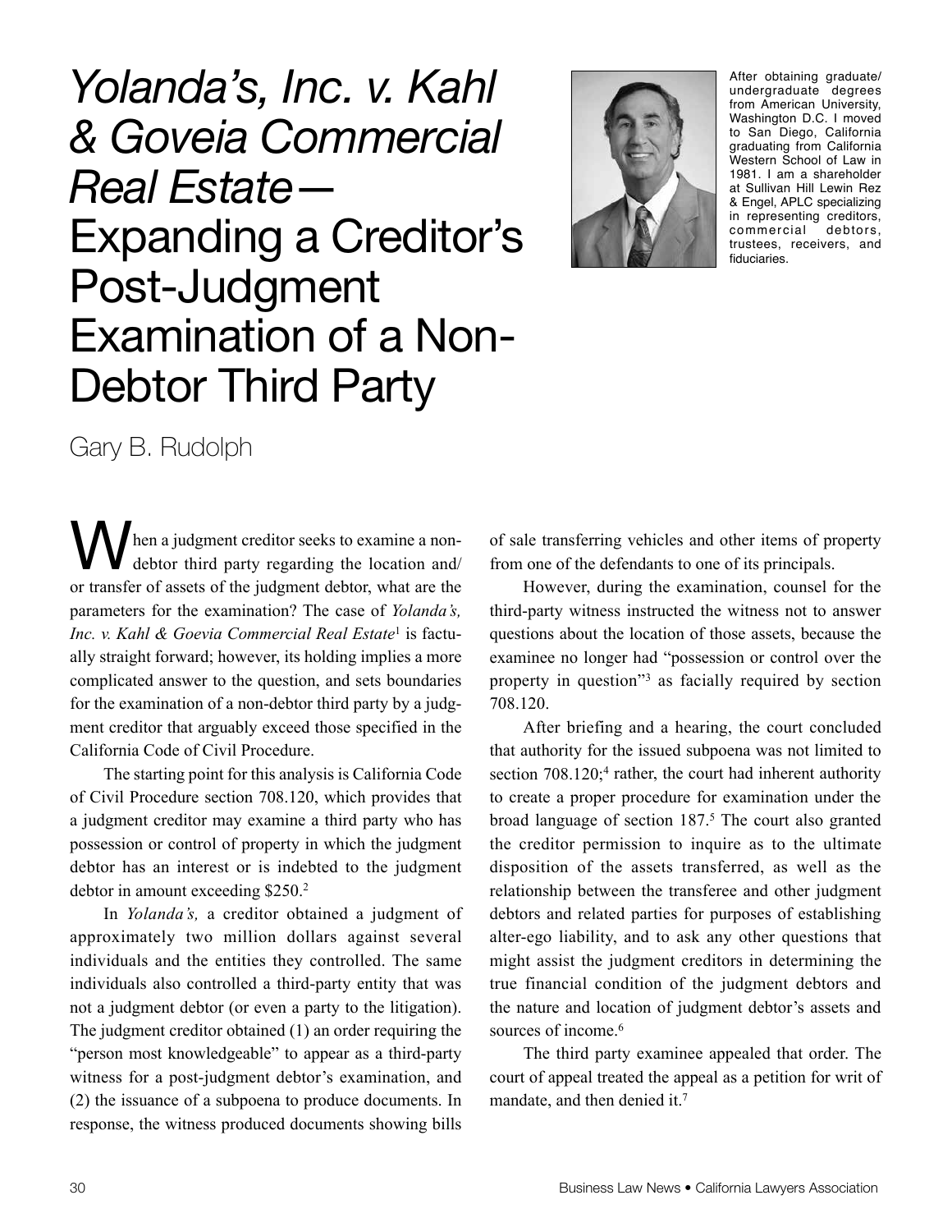# *Yolanda's, Inc. v. Kahl & Goveia Commercial Real Estate*—Expanding a Creditor's Post-Judgment Examination of a Non-Debtor Third Party

Gary B. Rudolph

After obtaining graduate/undergraduate degrees from American University, Washington D.C. I moved to San Diego, California graduating from California Western School of Law in 1981. I am a shareholder at Sullivan Hill Lewin Rez & Engel, APLC specializing in representing creditors, commercial debtors, trustees, receivers, and fiduciaries.

When a judgment creditor seeks to examine a non-debtor third party regarding the location and/or transfer of assets of the judgment debtor, what are the parameters for the examination? The case of *Yolanda's, Inc. v. Kahl & Goevia Commercial Real Estate*[1] is factually straight forward; however, its holding implies a more complicated answer to the question, and sets boundaries for the examination of a non-debtor third party by a judgment creditor that arguably exceed those specified in the California Code of Civil Procedure.

The starting point for this analysis is California Code of Civil Procedure section 708.120, which provides that a judgment creditor may examine a third party who has possession or control of property in which the judgment debtor has an interest or is indebted to the judgment debtor in amount exceeding $250.[2]

In *Yolanda's,* a creditor obtained a judgment of approximately two million dollars against several individuals and the entities they controlled. The same individuals also controlled a third-party entity that was not a judgment debtor (or even a party to the litigation). The judgment creditor obtained (1) an order requiring the "person most knowledgeable" to appear as a third-party witness for a post-judgment debtor's examination, and (2) the issuance of a subpoena to produce documents. In response, the witness produced documents showing bills of sale transferring vehicles and other items of property from one of the defendants to one of its principals.

However, during the examination, counsel for the third-party witness instructed the witness not to answer questions about the location of those assets, because the examinee no longer had "possession or control over the property in question"[3] as facially required by section 708.120.

After briefing and a hearing, the court concluded that authority for the issued subpoena was not limited to section 708.120;[4] rather, the court had inherent authority to create a proper procedure for examination under the broad language of section 187.[5] The court also granted the creditor permission to inquire as to the ultimate disposition of the assets transferred, as well as the relationship between the transferee and other judgment debtors and related parties for purposes of establishing alter-ego liability, and to ask any other questions that might assist the judgment creditors in determining the true financial condition of the judgment debtors and the nature and location of judgment debtor's assets and sources of income.[6]

The third party examinee appealed that order. The court of appeal treated the appeal as a petition for writ of mandate, and then denied it.[7]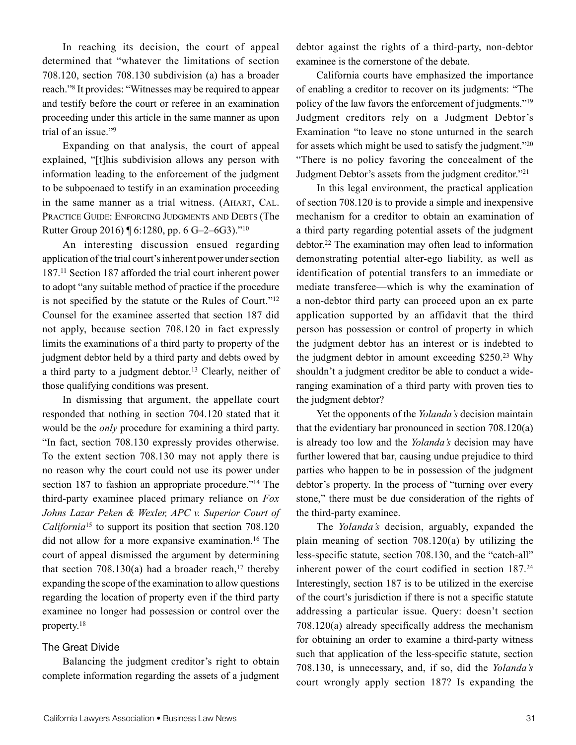In reaching its decision, the court of appeal determined that "whatever the limitations of section 708.120, section 708.130 subdivision (a) has a broader reach."[8] It provides: "Witnesses may be required to appear and testify before the court or referee in an examination proceeding under this article in the same manner as upon trial of an issue."[9]

Expanding on that analysis, the court of appeal explained, "[t]his subdivision allows any person with information leading to the enforcement of the judgment to be subpoenaed to testify in an examination proceeding in the same manner as a trial witness. (Ahart, Cal. Practice Guide: Enforcing Judgments and Debts (The Rutter Group 2016) ¶ 6:1280, pp. 6 G–2–6G3)."[10]

An interesting discussion ensued regarding application of the trial court's inherent power under section 187.[11] Section 187 afforded the trial court inherent power to adopt "any suitable method of practice if the procedure is not specified by the statute or the Rules of Court."[12] Counsel for the examinee asserted that section 187 did not apply, because section 708.120 in fact expressly limits the examinations of a third party to property of the judgment debtor held by a third party and debts owed by a third party to a judgment debtor.[13] Clearly, neither of those qualifying conditions was present.

In dismissing that argument, the appellate court responded that nothing in section 704.120 stated that it would be the *only* procedure for examining a third party. "In fact, section 708.130 expressly provides otherwise. To the extent section 708.130 may not apply there is no reason why the court could not use its power under section 187 to fashion an appropriate procedure."[14] The third-party examinee placed primary reliance on *Fox Johns Lazar Peken & Wexler, APC v. Superior Court of California*[15] to support its position that section 708.120 did not allow for a more expansive examination.[16] The court of appeal dismissed the argument by determining that section 708.130(a) had a broader reach,[17] thereby expanding the scope of the examination to allow questions regarding the location of property even if the third party examinee no longer had possession or control over the property.[18]

## The Great Divide

Balancing the judgment creditor's right to obtain complete information regarding the assets of a judgment debtor against the rights of a third-party, non-debtor examinee is the cornerstone of the debate.

California courts have emphasized the importance of enabling a creditor to recover on its judgments: "The policy of the law favors the enforcement of judgments."[19] Judgment creditors rely on a Judgment Debtor's Examination "to leave no stone unturned in the search for assets which might be used to satisfy the judgment."[20] "There is no policy favoring the concealment of the Judgment Debtor's assets from the judgment creditor."[21]

In this legal environment, the practical application of section 708.120 is to provide a simple and inexpensive mechanism for a creditor to obtain an examination of a third party regarding potential assets of the judgment debtor.[22] The examination may often lead to information demonstrating potential alter-ego liability, as well as identification of potential transfers to an immediate or mediate transferee—which is why the examination of a non-debtor third party can proceed upon an ex parte application supported by an affidavit that the third person has possession or control of property in which the judgment debtor has an interest or is indebted to the judgment debtor in amount exceeding $250.[23] Why shouldn't a judgment creditor be able to conduct a wide-ranging examination of a third party with proven ties to the judgment debtor?

Yet the opponents of the *Yolanda's* decision maintain that the evidentiary bar pronounced in section 708.120(a) is already too low and the *Yolanda's* decision may have further lowered that bar, causing undue prejudice to third parties who happen to be in possession of the judgment debtor's property. In the process of "turning over every stone," there must be due consideration of the rights of the third-party examinee.

The *Yolanda's* decision, arguably, expanded the plain meaning of section 708.120(a) by utilizing the less-specific statute, section 708.130, and the "catch-all" inherent power of the court codified in section 187.[24] Interestingly, section 187 is to be utilized in the exercise of the court's jurisdiction if there is not a specific statute addressing a particular issue. Query: doesn't section 708.120(a) already specifically address the mechanism for obtaining an order to examine a third-party witness such that application of the less-specific statute, section 708.130, is unnecessary, and, if so, did the *Yolanda's* court wrongly apply section 187? Is expanding the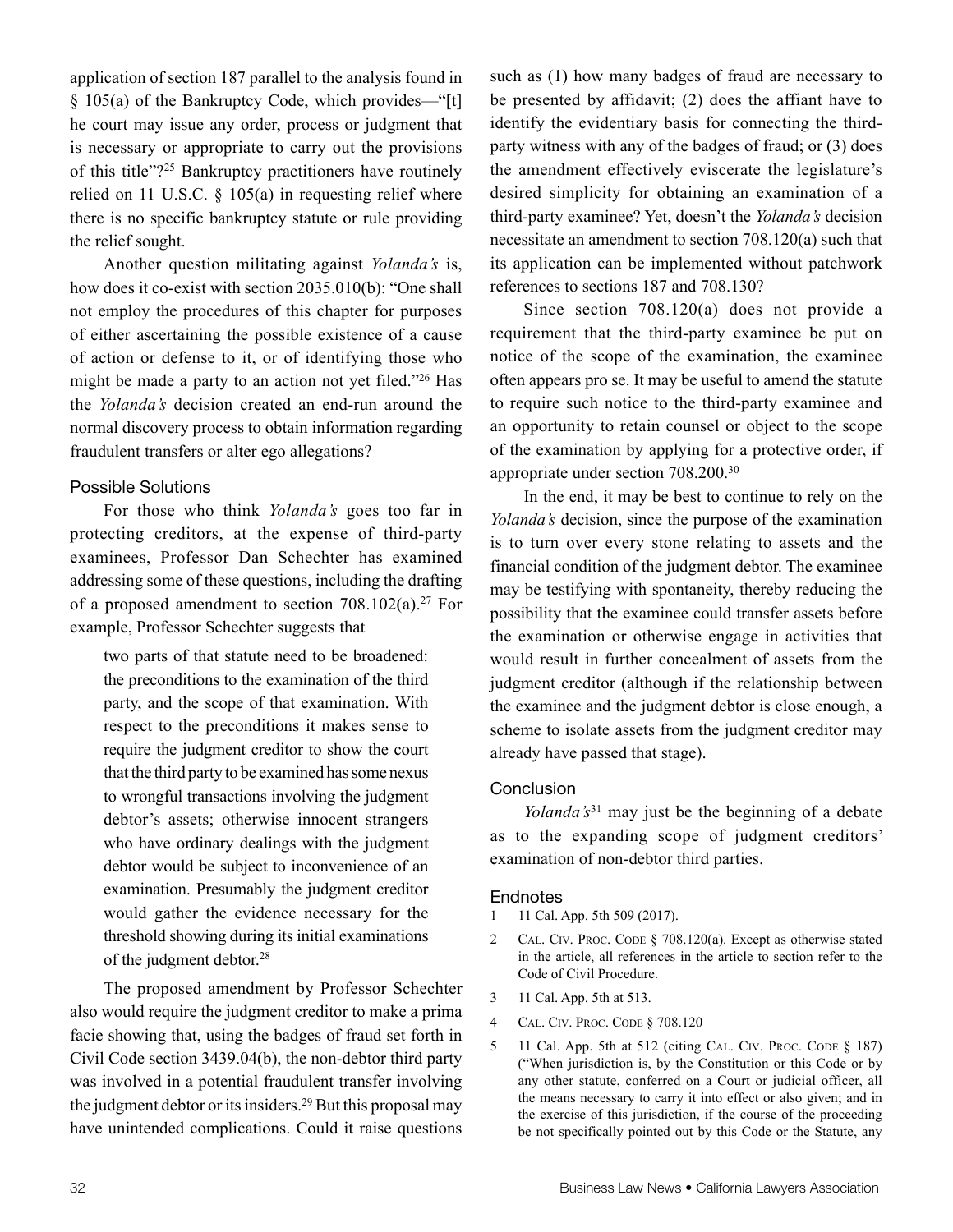application of section 187 parallel to the analysis found in § 105(a) of the Bankruptcy Code, which provides—"[t]he court may issue any order, process or judgment that is necessary or appropriate to carry out the provisions of this title"?[25] Bankruptcy practitioners have routinely relied on 11 U.S.C. § 105(a) in requesting relief where there is no specific bankruptcy statute or rule providing the relief sought.

Another question militating against *Yolanda's* is, how does it co-exist with section 2035.010(b): "One shall not employ the procedures of this chapter for purposes of either ascertaining the possible existence of a cause of action or defense to it, or of identifying those who might be made a party to an action not yet filed."[26] Has the *Yolanda's* decision created an end-run around the normal discovery process to obtain information regarding fraudulent transfers or alter ego allegations?

### Possible Solutions

For those who think *Yolanda's* goes too far in protecting creditors, at the expense of third-party examinees, Professor Dan Schechter has examined addressing some of these questions, including the drafting of a proposed amendment to section 708.102(a).[27] For example, Professor Schechter suggests that

> two parts of that statute need to be broadened: the preconditions to the examination of the third party, and the scope of that examination. With respect to the preconditions it makes sense to require the judgment creditor to show the court that the third party to be examined has some nexus to wrongful transactions involving the judgment debtor's assets; otherwise innocent strangers who have ordinary dealings with the judgment debtor would be subject to inconvenience of an examination. Presumably the judgment creditor would gather the evidence necessary for the threshold showing during its initial examinations of the judgment debtor.[28]

The proposed amendment by Professor Schechter also would require the judgment creditor to make a prima facie showing that, using the badges of fraud set forth in Civil Code section 3439.04(b), the non-debtor third party was involved in a potential fraudulent transfer involving the judgment debtor or its insiders.[29] But this proposal may have unintended complications. Could it raise questions such as (1) how many badges of fraud are necessary to be presented by affidavit; (2) does the affiant have to identify the evidentiary basis for connecting the third-party witness with any of the badges of fraud; or (3) does the amendment effectively eviscerate the legislature's desired simplicity for obtaining an examination of a third-party examinee? Yet, doesn't the *Yolanda's* decision necessitate an amendment to section 708.120(a) such that its application can be implemented without patchwork references to sections 187 and 708.130?

Since section 708.120(a) does not provide a requirement that the third-party examinee be put on notice of the scope of the examination, the examinee often appears pro se. It may be useful to amend the statute to require such notice to the third-party examinee and an opportunity to retain counsel or object to the scope of the examination by applying for a protective order, if appropriate under section 708.200.[30]

In the end, it may be best to continue to rely on the *Yolanda's* decision, since the purpose of the examination is to turn over every stone relating to assets and the financial condition of the judgment debtor. The examinee may be testifying with spontaneity, thereby reducing the possibility that the examinee could transfer assets before the examination or otherwise engage in activities that would result in further concealment of assets from the judgment creditor (although if the relationship between the examinee and the judgment debtor is close enough, a scheme to isolate assets from the judgment creditor may already have passed that stage).

### Conclusion

*Yolanda's*[31] may just be the beginning of a debate as to the expanding scope of judgment creditors' examination of non-debtor third parties.

### Endnotes

1. 11 Cal. App. 5th 509 (2017).
2. Cal. Civ. Proc. Code § 708.120(a). Except as otherwise stated in the article, all references in the article to section refer to the Code of Civil Procedure.
3. 11 Cal. App. 5th at 513.
4. Cal. Civ. Proc. Code § 708.120
5. 11 Cal. App. 5th at 512 (citing Cal. Civ. Proc. Code § 187) ("When jurisdiction is, by the Constitution or this Code or by any other statute, conferred on a Court or judicial officer, all the means necessary to carry it into effect or also given; and in the exercise of this jurisdiction, if the course of the proceeding be not specifically pointed out by this Code or the Statute, any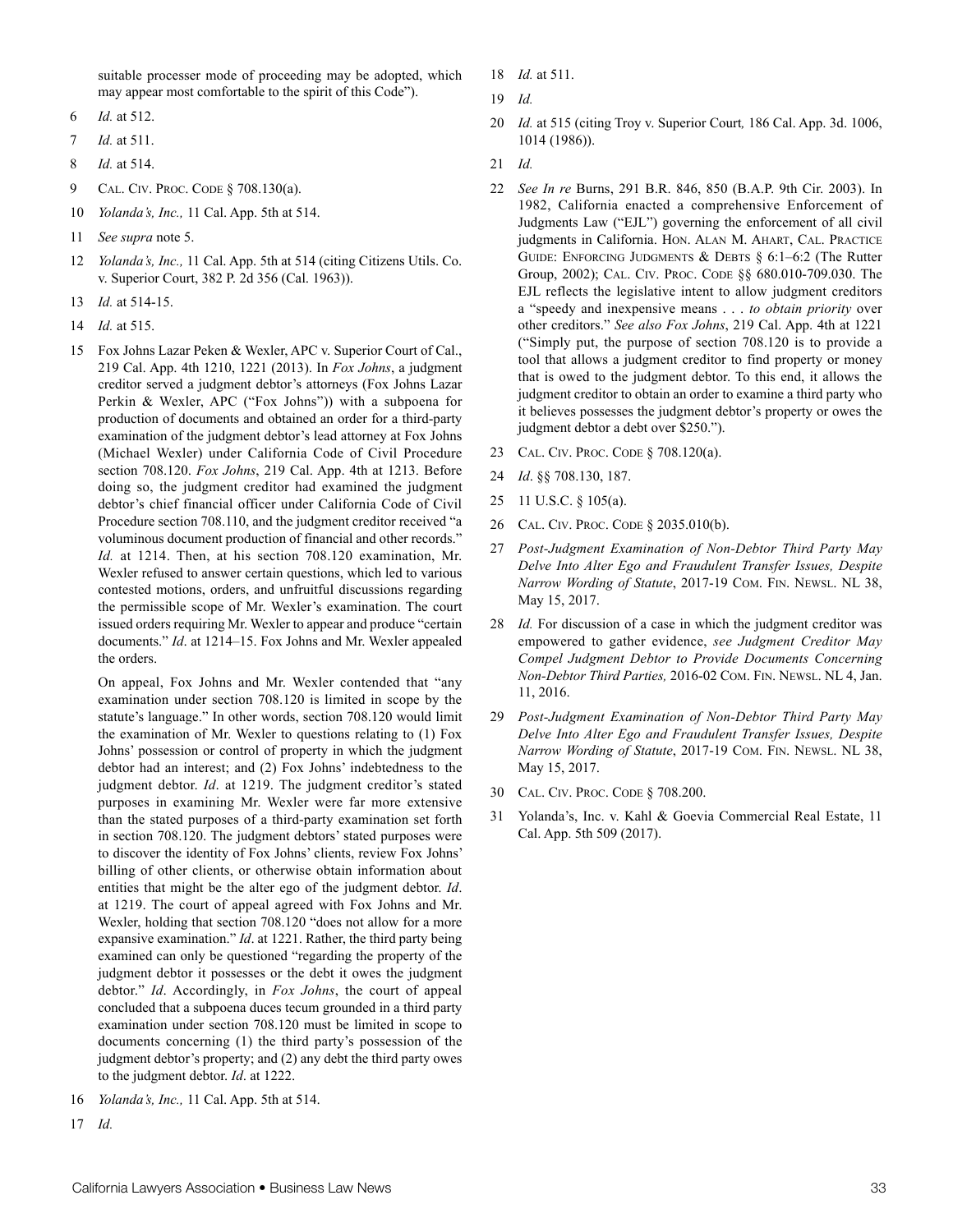suitable processer mode of proceeding may be adopted, which may appear most comfortable to the spirit of this Code").

6 *Id.* at 512.

7 *Id.* at 511.

8 *Id.* at 514.

9 Cal. Civ. Proc. Code § 708.130(a).

10 *Yolanda's, Inc.,* 11 Cal. App. 5th at 514.

11 *See supra* note 5.

12 *Yolanda's, Inc.,* 11 Cal. App. 5th at 514 (citing Citizens Utils. Co. v. Superior Court, 382 P. 2d 356 (Cal. 1963)).

13 *Id.* at 514-15.

14 *Id.* at 515.

15 Fox Johns Lazar Peken & Wexler, APC v. Superior Court of Cal., 219 Cal. App. 4th 1210, 1221 (2013). In *Fox Johns*, a judgment creditor served a judgment debtor's attorneys (Fox Johns Lazar Perkin & Wexler, APC ("Fox Johns")) with a subpoena for production of documents and obtained an order for a third-party examination of the judgment debtor's lead attorney at Fox Johns (Michael Wexler) under California Code of Civil Procedure section 708.120. *Fox Johns*, 219 Cal. App. 4th at 1213. Before doing so, the judgment creditor had examined the judgment debtor's chief financial officer under California Code of Civil Procedure section 708.110, and the judgment creditor received "a voluminous document production of financial and other records." *Id.* at 1214. Then, at his section 708.120 examination, Mr. Wexler refused to answer certain questions, which led to various contested motions, orders, and unfruitful discussions regarding the permissible scope of Mr. Wexler's examination. The court issued orders requiring Mr. Wexler to appear and produce "certain documents." *Id*. at 1214–15. Fox Johns and Mr. Wexler appealed the orders.

On appeal, Fox Johns and Mr. Wexler contended that "any examination under section 708.120 is limited in scope by the statute's language." In other words, section 708.120 would limit the examination of Mr. Wexler to questions relating to (1) Fox Johns' possession or control of property in which the judgment debtor had an interest; and (2) Fox Johns' indebtedness to the judgment debtor. *Id*. at 1219. The judgment creditor's stated purposes in examining Mr. Wexler were far more extensive than the stated purposes of a third-party examination set forth in section 708.120. The judgment debtors' stated purposes were to discover the identity of Fox Johns' clients, review Fox Johns' billing of other clients, or otherwise obtain information about entities that might be the alter ego of the judgment debtor. *Id*. at 1219. The court of appeal agreed with Fox Johns and Mr. Wexler, holding that section 708.120 "does not allow for a more expansive examination." *Id*. at 1221. Rather, the third party being examined can only be questioned "regarding the property of the judgment debtor it possesses or the debt it owes the judgment debtor." *Id*. Accordingly, in *Fox Johns*, the court of appeal concluded that a subpoena duces tecum grounded in a third party examination under section 708.120 must be limited in scope to documents concerning (1) the third party's possession of the judgment debtor's property; and (2) any debt the third party owes to the judgment debtor. *Id*. at 1222.

16 *Yolanda's, Inc.,* 11 Cal. App. 5th at 514.

17 *Id.*

18 *Id.* at 511.

19 *Id.*

20 *Id.* at 515 (citing Troy v. Superior Court*,* 186 Cal. App. 3d. 1006, 1014 (1986)).

21 *Id.*

22 *See In re* Burns, 291 B.R. 846, 850 (B.A.P. 9th Cir. 2003). In 1982, California enacted a comprehensive Enforcement of Judgments Law ("EJL") governing the enforcement of all civil judgments in California. Hon. Alan M. Ahart, Cal. Practice Guide: Enforcing Judgments & Debts § 6:1–6:2 (The Rutter Group, 2002); Cal. Civ. Proc. Code §§ 680.010-709.030. The EJL reflects the legislative intent to allow judgment creditors a "speedy and inexpensive means . . . *to obtain priority* over other creditors." *See also Fox Johns*, 219 Cal. App. 4th at 1221 ("Simply put, the purpose of section 708.120 is to provide a tool that allows a judgment creditor to find property or money that is owed to the judgment debtor. To this end, it allows the judgment creditor to obtain an order to examine a third party who it believes possesses the judgment debtor's property or owes the judgment debtor a debt over $250.").

23 Cal. Civ. Proc. Code § 708.120(a).

24 *Id*. §§ 708.130, 187.

25 11 U.S.C. § 105(a).

26 Cal. Civ. Proc. Code § 2035.010(b).

27 *Post-Judgment Examination of Non-Debtor Third Party May Delve Into Alter Ego and Fraudulent Transfer Issues, Despite Narrow Wording of Statute*, 2017-19 Com. Fin. Newsl. NL 38, May 15, 2017.

28 *Id.* For discussion of a case in which the judgment creditor was empowered to gather evidence, *see Judgment Creditor May Compel Judgment Debtor to Provide Documents Concerning Non-Debtor Third Parties,* 2016-02 Com. Fin. Newsl. NL 4, Jan. 11, 2016.

29 *Post-Judgment Examination of Non-Debtor Third Party May Delve Into Alter Ego and Fraudulent Transfer Issues, Despite Narrow Wording of Statute*, 2017-19 Com. Fin. Newsl. NL 38, May 15, 2017.

30 Cal. Civ. Proc. Code § 708.200.

31 Yolanda's, Inc. v. Kahl & Goevia Commercial Real Estate, 11 Cal. App. 5th 509 (2017).